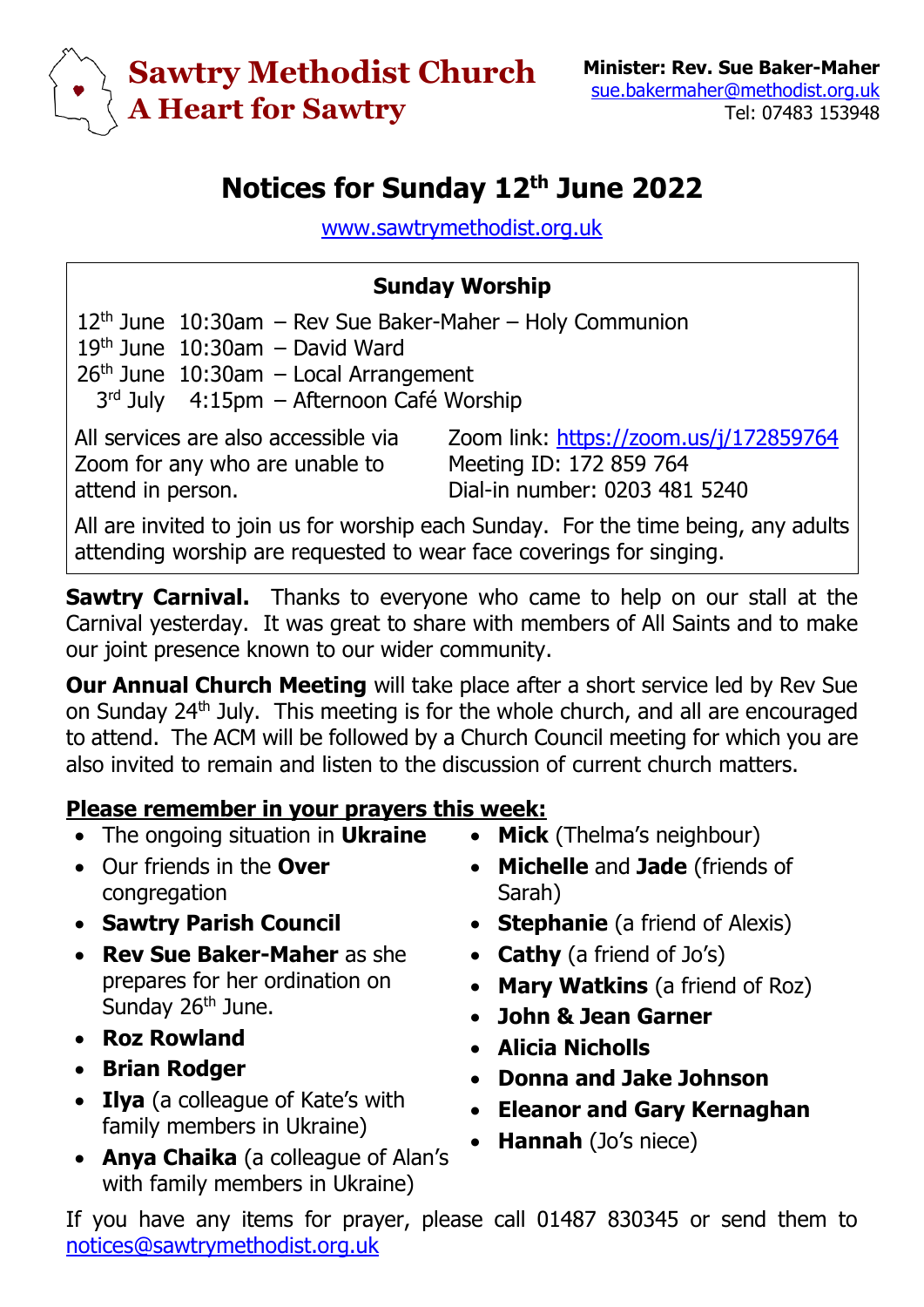# Sawtry Methodist Church
## A Heart for Sawtry

**Minister: Rev. Sue Baker-Maher**
sue.bakermaher@methodist.org.uk
Tel: 07483 153948

# Notices for Sunday 12th June 2022

www.sawtrymethodist.org.uk

### Sunday Worship

12th June 10:30am – Rev Sue Baker-Maher – Holy Communion
19th June 10:30am – David Ward
26th June 10:30am – Local Arrangement
3rd July 4:15pm – Afternoon Café Worship

All services are also accessible via Zoom for any who are unable to attend in person.

Zoom link: https://zoom.us/j/172859764
Meeting ID: 172 859 764
Dial-in number: 0203 481 5240

All are invited to join us for worship each Sunday. For the time being, any adults attending worship are requested to wear face coverings for singing.

**Sawtry Carnival.** Thanks to everyone who came to help on our stall at the Carnival yesterday. It was great to share with members of All Saints and to make our joint presence known to our wider community.

**Our Annual Church Meeting** will take place after a short service led by Rev Sue on Sunday 24th July. This meeting is for the whole church, and all are encouraged to attend. The ACM will be followed by a Church Council meeting for which you are also invited to remain and listen to the discussion of current church matters.

**Please remember in your prayers this week:**

- The ongoing situation in **Ukraine**
- Our friends in the **Over** congregation
- **Sawtry Parish Council**
- **Rev Sue Baker-Maher** as she prepares for her ordination on Sunday 26th June.
- **Roz Rowland**
- **Brian Rodger**
- **Ilya** (a colleague of Kate's with family members in Ukraine)
- **Anya Chaika** (a colleague of Alan's with family members in Ukraine)
- **Mick** (Thelma's neighbour)
- **Michelle** and **Jade** (friends of Sarah)
- **Stephanie** (a friend of Alexis)
- **Cathy** (a friend of Jo's)
- **Mary Watkins** (a friend of Roz)
- **John & Jean Garner**
- **Alicia Nicholls**
- **Donna and Jake Johnson**
- **Eleanor and Gary Kernaghan**
- **Hannah** (Jo's niece)

If you have any items for prayer, please call 01487 830345 or send them to notices@sawtrymethodist.org.uk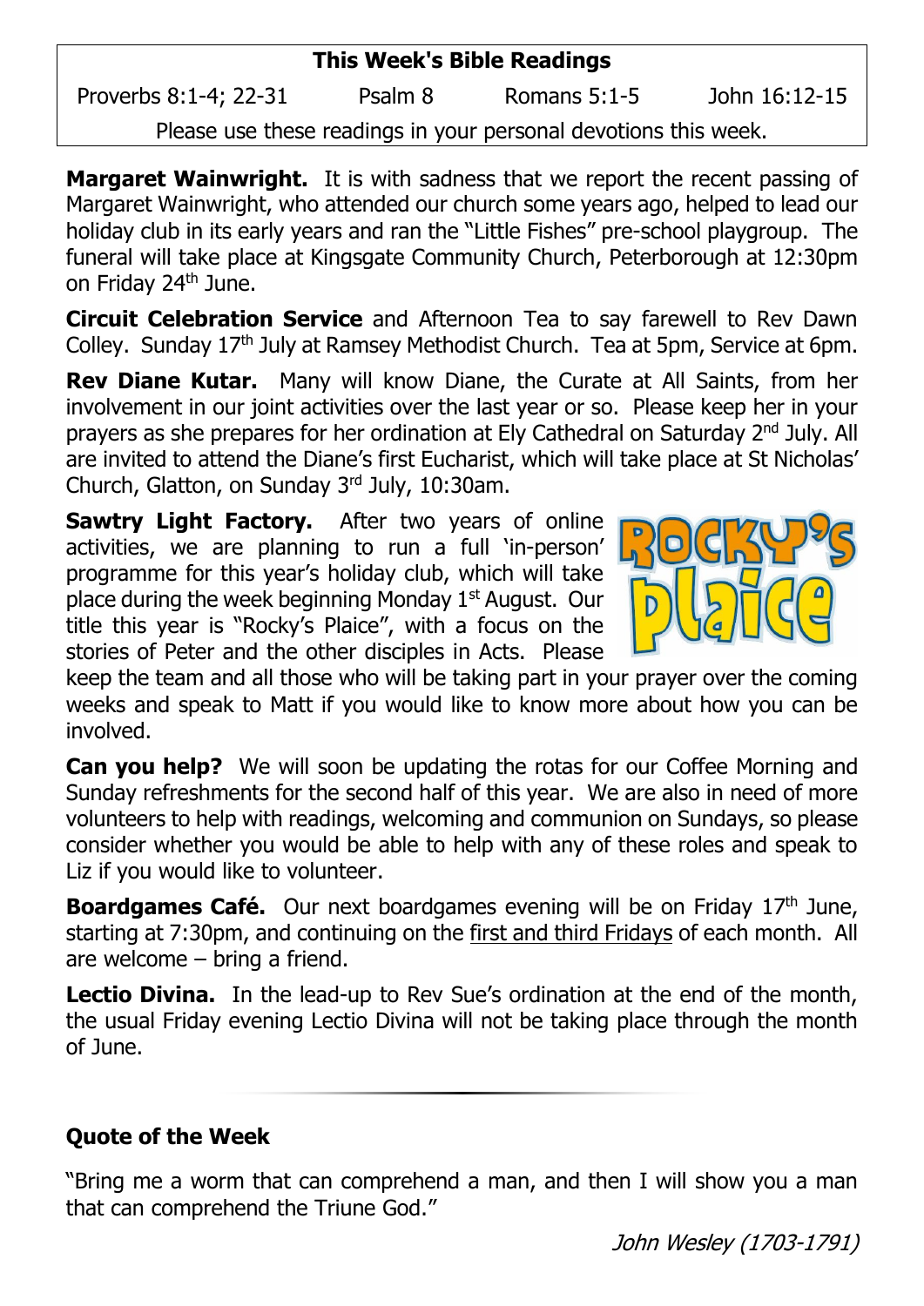**This Week's Bible Readings**

| | | | |
|---|---|---|---|
| Proverbs 8:1-4; 22-31 | Psalm 8 | Romans 5:1-5 | John 16:12-15 |

Please use these readings in your personal devotions this week.

**Margaret Wainwright.** It is with sadness that we report the recent passing of Margaret Wainwright, who attended our church some years ago, helped to lead our holiday club in its early years and ran the "Little Fishes" pre-school playgroup. The funeral will take place at Kingsgate Community Church, Peterborough at 12:30pm on Friday 24th June.

**Circuit Celebration Service** and Afternoon Tea to say farewell to Rev Dawn Colley. Sunday 17th July at Ramsey Methodist Church. Tea at 5pm, Service at 6pm.

**Rev Diane Kutar.** Many will know Diane, the Curate at All Saints, from her involvement in our joint activities over the last year or so. Please keep her in your prayers as she prepares for her ordination at Ely Cathedral on Saturday 2nd July. All are invited to attend the Diane's first Eucharist, which will take place at St Nicholas' Church, Glatton, on Sunday 3rd July, 10:30am.

**Sawtry Light Factory.** After two years of online activities, we are planning to run a full 'in-person' programme for this year's holiday club, which will take place during the week beginning Monday 1st August. Our title this year is "Rocky's Plaice", with a focus on the stories of Peter and the other disciples in Acts. Please keep the team and all those who will be taking part in your prayer over the coming weeks and speak to Matt if you would like to know more about how you can be involved.

**Can you help?** We will soon be updating the rotas for our Coffee Morning and Sunday refreshments for the second half of this year. We are also in need of more volunteers to help with readings, welcoming and communion on Sundays, so please consider whether you would be able to help with any of these roles and speak to Liz if you would like to volunteer.

**Boardgames Café.** Our next boardgames evening will be on Friday 17th June, starting at 7:30pm, and continuing on the first and third Fridays of each month. All are welcome – bring a friend.

**Lectio Divina.** In the lead-up to Rev Sue's ordination at the end of the month, the usual Friday evening Lectio Divina will not be taking place through the month of June.

---

**Quote of the Week**

"Bring me a worm that can comprehend a man, and then I will show you a man that can comprehend the Triune God."

*John Wesley (1703-1791)*